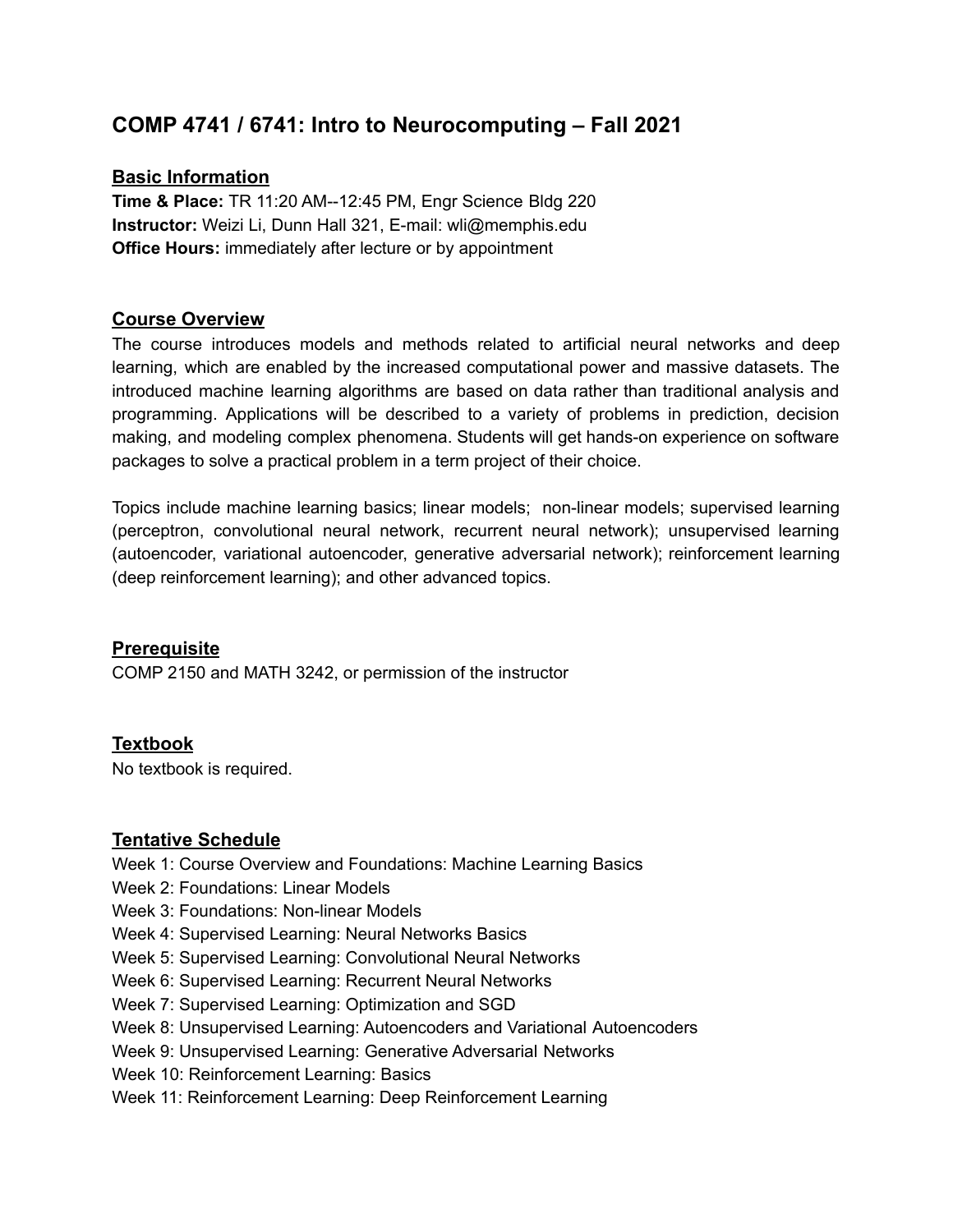# COMP 4741 / 6741: Intro to Neurocomputing – Fall 2021

## Basic Information

**Time & Place:** TR 11:20 AM--12:45 PM, Engr Science Bldg 220
**Instructor:** Weizi Li, Dunn Hall 321, E-mail: wli@memphis.edu
**Office Hours:** immediately after lecture or by appointment

## Course Overview

The course introduces models and methods related to artificial neural networks and deep learning, which are enabled by the increased computational power and massive datasets. The introduced machine learning algorithms are based on data rather than traditional analysis and programming. Applications will be described to a variety of problems in prediction, decision making, and modeling complex phenomena. Students will get hands-on experience on software packages to solve a practical problem in a term project of their choice.

Topics include machine learning basics; linear models; non-linear models; supervised learning (perceptron, convolutional neural network, recurrent neural network); unsupervised learning (autoencoder, variational autoencoder, generative adversarial network); reinforcement learning (deep reinforcement learning); and other advanced topics.

## Prerequisite

COMP 2150 and MATH 3242, or permission of the instructor

## Textbook

No textbook is required.

## Tentative Schedule

Week 1: Course Overview and Foundations: Machine Learning Basics
Week 2: Foundations: Linear Models
Week 3: Foundations: Non-linear Models
Week 4: Supervised Learning: Neural Networks Basics
Week 5: Supervised Learning: Convolutional Neural Networks
Week 6: Supervised Learning: Recurrent Neural Networks
Week 7: Supervised Learning: Optimization and SGD
Week 8: Unsupervised Learning: Autoencoders and Variational Autoencoders
Week 9: Unsupervised Learning: Generative Adversarial Networks
Week 10: Reinforcement Learning: Basics
Week 11: Reinforcement Learning: Deep Reinforcement Learning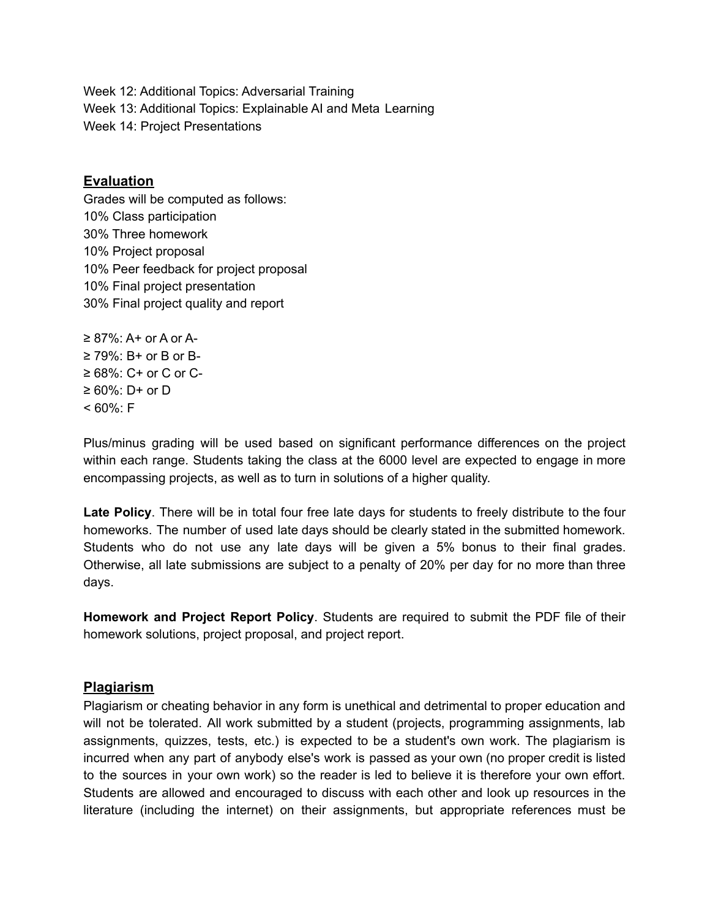Week 12: Additional Topics: Adversarial Training
Week 13: Additional Topics: Explainable AI and Meta Learning
Week 14: Project Presentations

## Evaluation

Grades will be computed as follows:
10% Class participation
30% Three homework
10% Project proposal
10% Peer feedback for project proposal
10% Final project presentation
30% Final project quality and report

≥ 87%: A+ or A or A-
≥ 79%: B+ or B or B-
≥ 68%: C+ or C or C-
≥ 60%: D+ or D
< 60%: F

Plus/minus grading will be used based on significant performance differences on the project within each range. Students taking the class at the 6000 level are expected to engage in more encompassing projects, as well as to turn in solutions of a higher quality.

**Late Policy**. There will be in total four free late days for students to freely distribute to the four homeworks. The number of used late days should be clearly stated in the submitted homework. Students who do not use any late days will be given a 5% bonus to their final grades. Otherwise, all late submissions are subject to a penalty of 20% per day for no more than three days.

**Homework and Project Report Policy**. Students are required to submit the PDF file of their homework solutions, project proposal, and project report.

## Plagiarism

Plagiarism or cheating behavior in any form is unethical and detrimental to proper education and will not be tolerated. All work submitted by a student (projects, programming assignments, lab assignments, quizzes, tests, etc.) is expected to be a student's own work. The plagiarism is incurred when any part of anybody else's work is passed as your own (no proper credit is listed to the sources in your own work) so the reader is led to believe it is therefore your own effort. Students are allowed and encouraged to discuss with each other and look up resources in the literature (including the internet) on their assignments, but appropriate references must be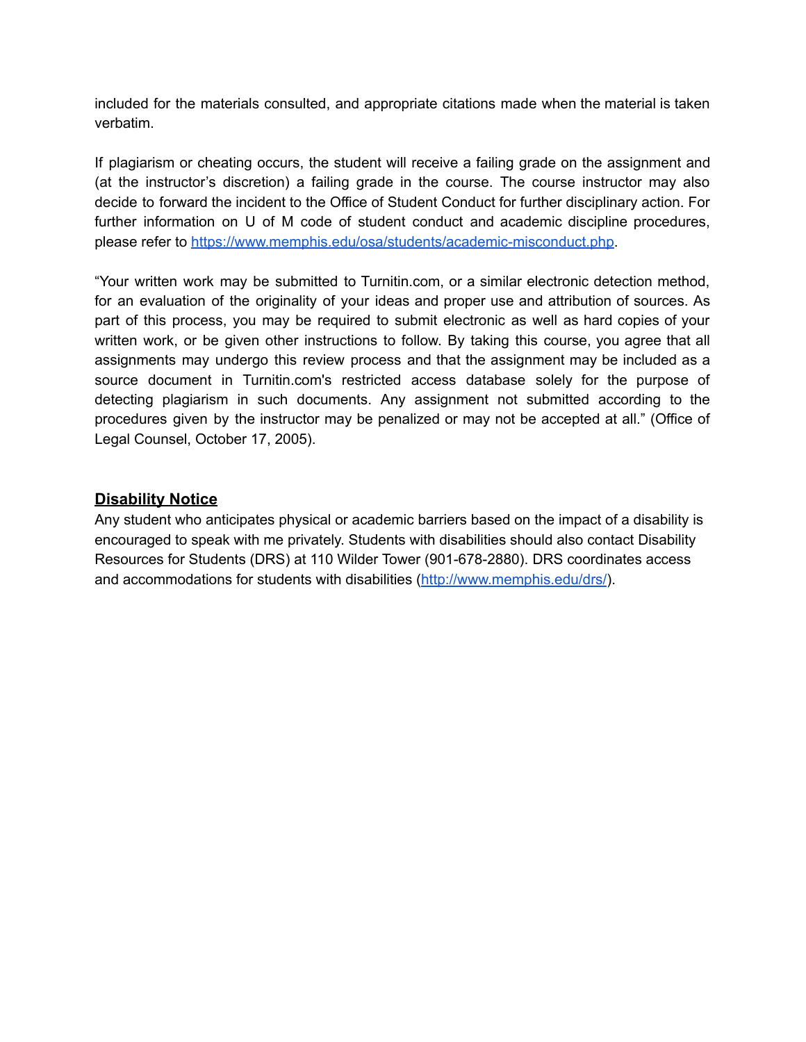included for the materials consulted, and appropriate citations made when the material is taken verbatim.

If plagiarism or cheating occurs, the student will receive a failing grade on the assignment and (at the instructor's discretion) a failing grade in the course. The course instructor may also decide to forward the incident to the Office of Student Conduct for further disciplinary action. For further information on U of M code of student conduct and academic discipline procedures, please refer to [https://www.memphis.edu/osa/students/academic-misconduct.php](https://www.memphis.edu/osa/students/academic-misconduct.php).

"Your written work may be submitted to Turnitin.com, or a similar electronic detection method, for an evaluation of the originality of your ideas and proper use and attribution of sources. As part of this process, you may be required to submit electronic as well as hard copies of your written work, or be given other instructions to follow. By taking this course, you agree that all assignments may undergo this review process and that the assignment may be included as a source document in Turnitin.com's restricted access database solely for the purpose of detecting plagiarism in such documents. Any assignment not submitted according to the procedures given by the instructor may be penalized or may not be accepted at all." (Office of Legal Counsel, October 17, 2005).

## Disability Notice

Any student who anticipates physical or academic barriers based on the impact of a disability is encouraged to speak with me privately. Students with disabilities should also contact Disability Resources for Students (DRS) at 110 Wilder Tower (901-678-2880). DRS coordinates access and accommodations for students with disabilities ([http://www.memphis.edu/drs/](http://www.memphis.edu/drs/)).